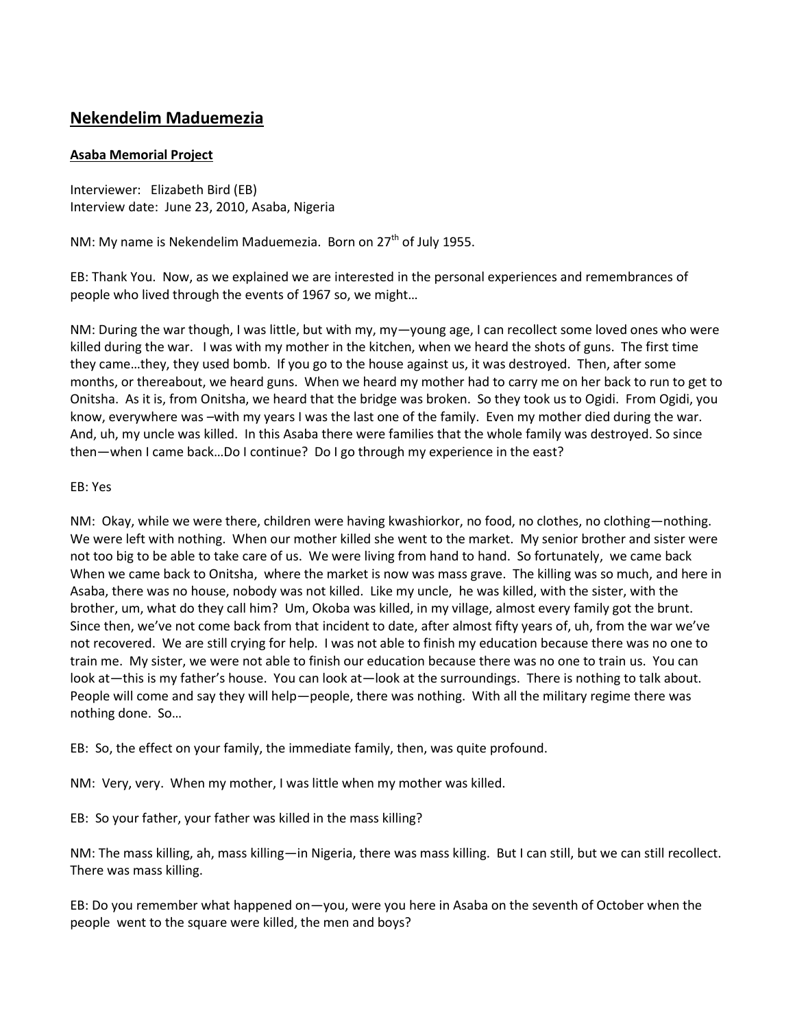## Nekendelim Maduemezia

**Asaba Memorial Project**

Interviewer: Elizabeth Bird (EB)
Interview date: June 23, 2010, Asaba, Nigeria

NM: My name is Nekendelim Maduemezia. Born on 27th of July 1955.

EB: Thank You. Now, as we explained we are interested in the personal experiences and remembrances of people who lived through the events of 1967 so, we might…

NM: During the war though, I was little, but with my, my—young age, I can recollect some loved ones who were killed during the war. I was with my mother in the kitchen, when we heard the shots of guns. The first time they came…they, they used bomb. If you go to the house against us, it was destroyed. Then, after some months, or thereabout, we heard guns. When we heard my mother had to carry me on her back to run to get to Onitsha. As it is, from Onitsha, we heard that the bridge was broken. So they took us to Ogidi. From Ogidi, you know, everywhere was –with my years I was the last one of the family. Even my mother died during the war. And, uh, my uncle was killed. In this Asaba there were families that the whole family was destroyed. So since then—when I came back…Do I continue? Do I go through my experience in the east?

EB: Yes

NM: Okay, while we were there, children were having kwashiorkor, no food, no clothes, no clothing—nothing. We were left with nothing. When our mother killed she went to the market. My senior brother and sister were not too big to be able to take care of us. We were living from hand to hand. So fortunately, we came back When we came back to Onitsha, where the market is now was mass grave. The killing was so much, and here in Asaba, there was no house, nobody was not killed. Like my uncle, he was killed, with the sister, with the brother, um, what do they call him? Um, Okoba was killed, in my village, almost every family got the brunt. Since then, we've not come back from that incident to date, after almost fifty years of, uh, from the war we've not recovered. We are still crying for help. I was not able to finish my education because there was no one to train me. My sister, we were not able to finish our education because there was no one to train us. You can look at—this is my father's house. You can look at—look at the surroundings. There is nothing to talk about. People will come and say they will help—people, there was nothing. With all the military regime there was nothing done. So…

EB: So, the effect on your family, the immediate family, then, was quite profound.

NM: Very, very. When my mother, I was little when my mother was killed.

EB: So your father, your father was killed in the mass killing?

NM: The mass killing, ah, mass killing—in Nigeria, there was mass killing. But I can still, but we can still recollect. There was mass killing.

EB: Do you remember what happened on—you, were you here in Asaba on the seventh of October when the people went to the square were killed, the men and boys?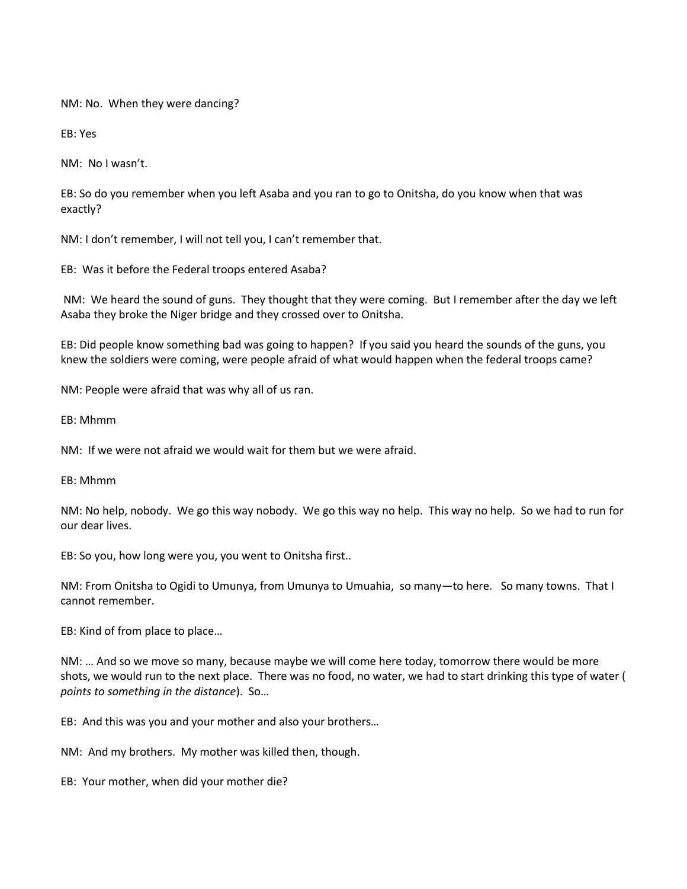NM: No. When they were dancing?

EB: Yes

NM: No I wasn't.

EB: So do you remember when you left Asaba and you ran to go to Onitsha, do you know when that was exactly?

NM: I don't remember, I will not tell you, I can't remember that.

EB: Was it before the Federal troops entered Asaba?

NM: We heard the sound of guns. They thought that they were coming. But I remember after the day we left Asaba they broke the Niger bridge and they crossed over to Onitsha.

EB: Did people know something bad was going to happen? If you said you heard the sounds of the guns, you knew the soldiers were coming, were people afraid of what would happen when the federal troops came?

NM: People were afraid that was why all of us ran.

EB: Mhmm

NM: If we were not afraid we would wait for them but we were afraid.

EB: Mhmm

NM: No help, nobody. We go this way nobody. We go this way no help. This way no help. So we had to run for our dear lives.

EB: So you, how long were you, you went to Onitsha first..

NM: From Onitsha to Ogidi to Umunya, from Umunya to Umuahia, so many—to here. So many towns. That I cannot remember.

EB: Kind of from place to place…

NM: … And so we move so many, because maybe we will come here today, tomorrow there would be more shots, we would run to the next place. There was no food, no water, we had to start drinking this type of water ( *points to something in the distance*). So…

EB: And this was you and your mother and also your brothers…

NM: And my brothers. My mother was killed then, though.

EB: Your mother, when did your mother die?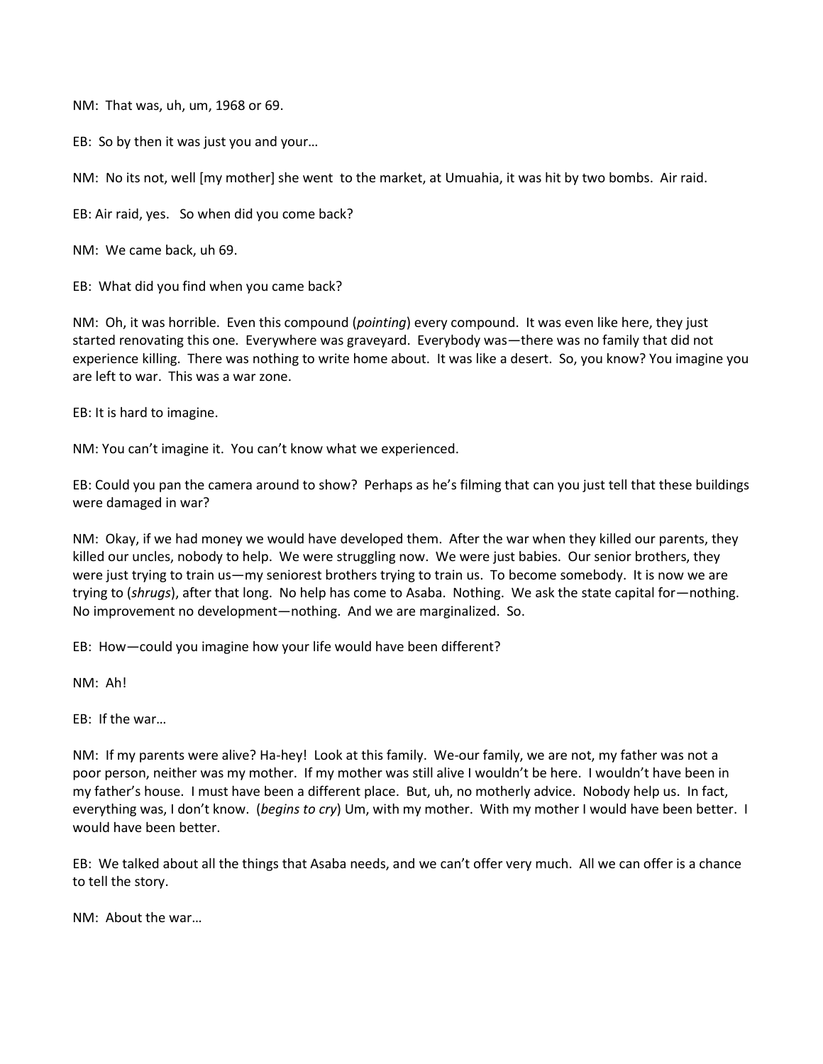NM: That was, uh, um, 1968 or 69.

EB: So by then it was just you and your…

NM: No its not, well [my mother] she went to the market, at Umuahia, it was hit by two bombs. Air raid.

EB: Air raid, yes. So when did you come back?

NM: We came back, uh 69.

EB: What did you find when you came back?

NM: Oh, it was horrible. Even this compound (*pointing*) every compound. It was even like here, they just started renovating this one. Everywhere was graveyard. Everybody was—there was no family that did not experience killing. There was nothing to write home about. It was like a desert. So, you know? You imagine you are left to war. This was a war zone.

EB: It is hard to imagine.

NM: You can't imagine it. You can't know what we experienced.

EB: Could you pan the camera around to show? Perhaps as he's filming that can you just tell that these buildings were damaged in war?

NM: Okay, if we had money we would have developed them. After the war when they killed our parents, they killed our uncles, nobody to help. We were struggling now. We were just babies. Our senior brothers, they were just trying to train us—my seniorest brothers trying to train us. To become somebody. It is now we are trying to (*shrugs*), after that long. No help has come to Asaba. Nothing. We ask the state capital for—nothing. No improvement no development—nothing. And we are marginalized. So.

EB: How—could you imagine how your life would have been different?

NM: Ah!

EB: If the war…

NM: If my parents were alive? Ha-hey! Look at this family. We-our family, we are not, my father was not a poor person, neither was my mother. If my mother was still alive I wouldn't be here. I wouldn't have been in my father's house. I must have been a different place. But, uh, no motherly advice. Nobody help us. In fact, everything was, I don't know. (*begins to cry*) Um, with my mother. With my mother I would have been better. I would have been better.

EB: We talked about all the things that Asaba needs, and we can't offer very much. All we can offer is a chance to tell the story.

NM: About the war…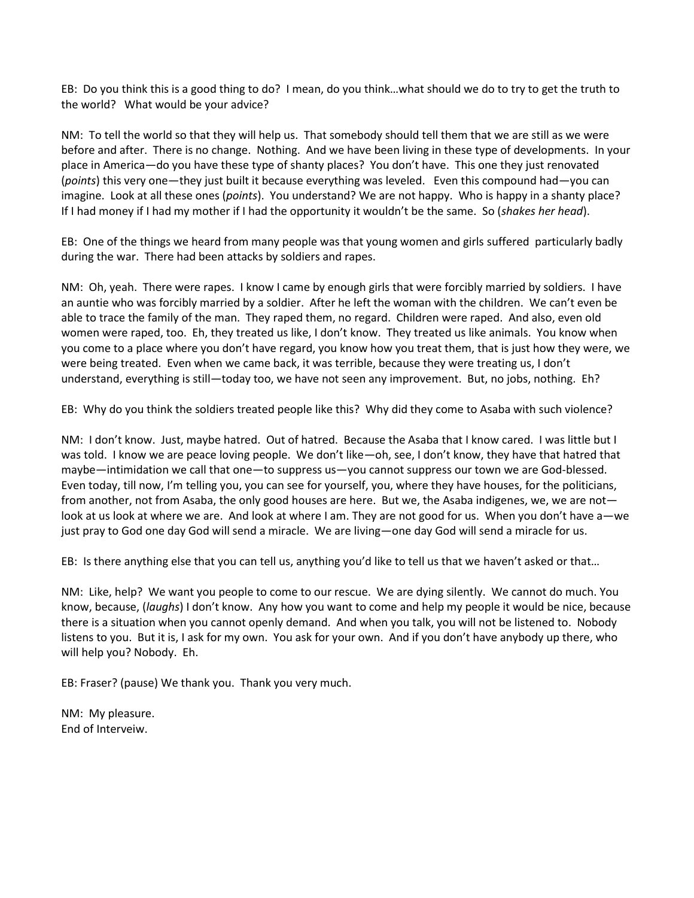EB: Do you think this is a good thing to do? I mean, do you think…what should we do to try to get the truth to the world? What would be your advice?

NM: To tell the world so that they will help us. That somebody should tell them that we are still as we were before and after. There is no change. Nothing. And we have been living in these type of developments. In your place in America—do you have these type of shanty places? You don't have. This one they just renovated (*points*) this very one—they just built it because everything was leveled. Even this compound had—you can imagine. Look at all these ones (*points*). You understand? We are not happy. Who is happy in a shanty place? If I had money if I had my mother if I had the opportunity it wouldn't be the same. So (*shakes her head*).

EB: One of the things we heard from many people was that young women and girls suffered particularly badly during the war. There had been attacks by soldiers and rapes.

NM: Oh, yeah. There were rapes. I know I came by enough girls that were forcibly married by soldiers. I have an auntie who was forcibly married by a soldier. After he left the woman with the children. We can't even be able to trace the family of the man. They raped them, no regard. Children were raped. And also, even old women were raped, too. Eh, they treated us like, I don't know. They treated us like animals. You know when you come to a place where you don't have regard, you know how you treat them, that is just how they were, we were being treated. Even when we came back, it was terrible, because they were treating us, I don't understand, everything is still—today too, we have not seen any improvement. But, no jobs, nothing. Eh?

EB: Why do you think the soldiers treated people like this? Why did they come to Asaba with such violence?

NM: I don't know. Just, maybe hatred. Out of hatred. Because the Asaba that I know cared. I was little but I was told. I know we are peace loving people. We don't like—oh, see, I don't know, they have that hatred that maybe—intimidation we call that one—to suppress us—you cannot suppress our town we are God-blessed. Even today, till now, I'm telling you, you can see for yourself, you, where they have houses, for the politicians, from another, not from Asaba, the only good houses are here. But we, the Asaba indigenes, we, we are not—look at us look at where we are. And look at where I am. They are not good for us. When you don't have a—we just pray to God one day God will send a miracle. We are living—one day God will send a miracle for us.

EB: Is there anything else that you can tell us, anything you'd like to tell us that we haven't asked or that…

NM: Like, help? We want you people to come to our rescue. We are dying silently. We cannot do much. You know, because, (*laughs*) I don't know. Any how you want to come and help my people it would be nice, because there is a situation when you cannot openly demand. And when you talk, you will not be listened to. Nobody listens to you. But it is, I ask for my own. You ask for your own. And if you don't have anybody up there, who will help you? Nobody. Eh.

EB: Fraser? (pause) We thank you. Thank you very much.

NM: My pleasure.
End of Interveiw.